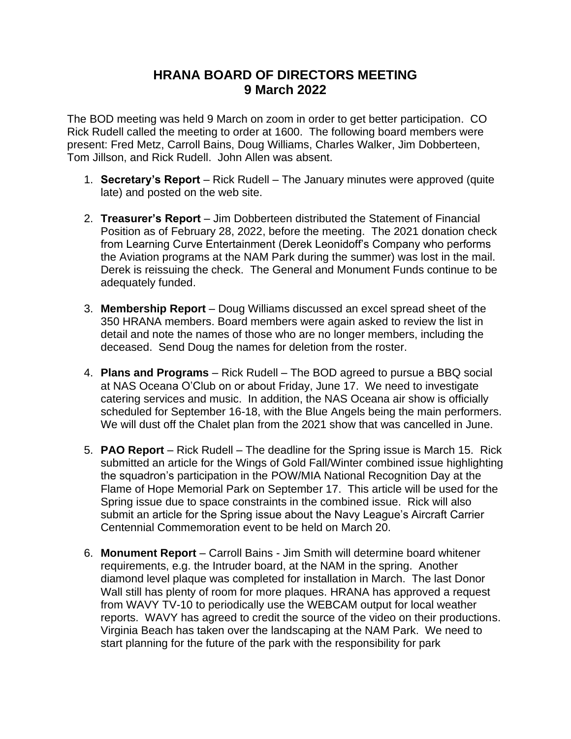# HRANA BOARD OF DIRECTORS MEETING
## 9 March 2022

The BOD meeting was held 9 March on zoom in order to get better participation. CO Rick Rudell called the meeting to order at 1600. The following board members were present: Fred Metz, Carroll Bains, Doug Williams, Charles Walker, Jim Dobberteen, Tom Jillson, and Rick Rudell. John Allen was absent.

1. **Secretary's Report** – Rick Rudell – The January minutes were approved (quite late) and posted on the web site.

2. **Treasurer's Report** – Jim Dobberteen distributed the Statement of Financial Position as of February 28, 2022, before the meeting. The 2021 donation check from Learning Curve Entertainment (Derek Leonidoff's Company who performs the Aviation programs at the NAM Park during the summer) was lost in the mail. Derek is reissuing the check. The General and Monument Funds continue to be adequately funded.

3. **Membership Report** – Doug Williams discussed an excel spread sheet of the 350 HRANA members. Board members were again asked to review the list in detail and note the names of those who are no longer members, including the deceased. Send Doug the names for deletion from the roster.

4. **Plans and Programs** – Rick Rudell – The BOD agreed to pursue a BBQ social at NAS Oceana O'Club on or about Friday, June 17. We need to investigate catering services and music. In addition, the NAS Oceana air show is officially scheduled for September 16-18, with the Blue Angels being the main performers. We will dust off the Chalet plan from the 2021 show that was cancelled in June.

5. **PAO Report** – Rick Rudell – The deadline for the Spring issue is March 15. Rick submitted an article for the Wings of Gold Fall/Winter combined issue highlighting the squadron's participation in the POW/MIA National Recognition Day at the Flame of Hope Memorial Park on September 17. This article will be used for the Spring issue due to space constraints in the combined issue. Rick will also submit an article for the Spring issue about the Navy League's Aircraft Carrier Centennial Commemoration event to be held on March 20.

6. **Monument Report** – Carroll Bains - Jim Smith will determine board whitener requirements, e.g. the Intruder board, at the NAM in the spring. Another diamond level plaque was completed for installation in March. The last Donor Wall still has plenty of room for more plaques. HRANA has approved a request from WAVY TV-10 to periodically use the WEBCAM output for local weather reports. WAVY has agreed to credit the source of the video on their productions. Virginia Beach has taken over the landscaping at the NAM Park. We need to start planning for the future of the park with the responsibility for park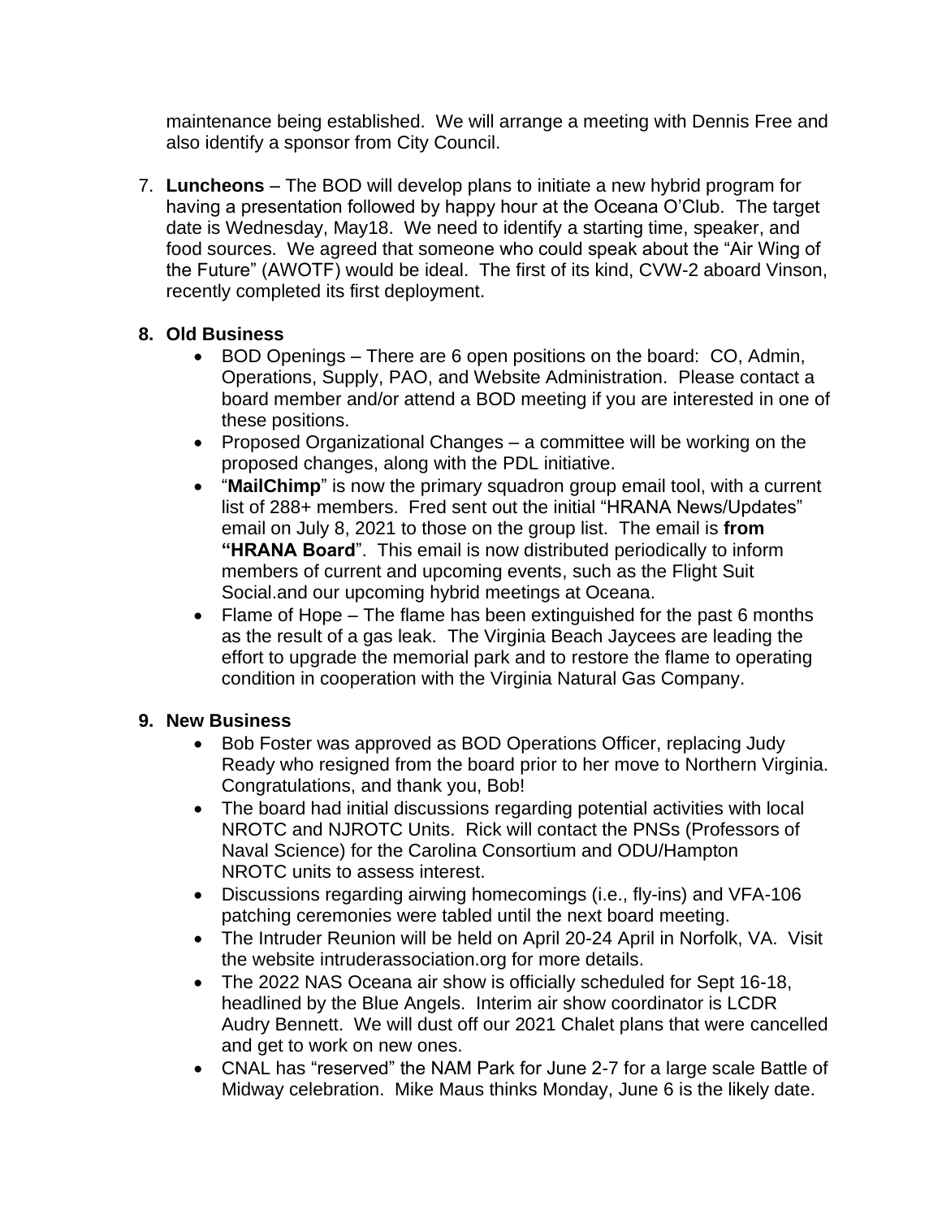maintenance being established. We will arrange a meeting with Dennis Free and also identify a sponsor from City Council.

7. **Luncheons** – The BOD will develop plans to initiate a new hybrid program for having a presentation followed by happy hour at the Oceana O'Club. The target date is Wednesday, May18. We need to identify a starting time, speaker, and food sources. We agreed that someone who could speak about the "Air Wing of the Future" (AWOTF) would be ideal. The first of its kind, CVW-2 aboard Vinson, recently completed its first deployment.

**8. Old Business**

- BOD Openings – There are 6 open positions on the board: CO, Admin, Operations, Supply, PAO, and Website Administration. Please contact a board member and/or attend a BOD meeting if you are interested in one of these positions.
- Proposed Organizational Changes – a committee will be working on the proposed changes, along with the PDL initiative.
- "**MailChimp**" is now the primary squadron group email tool, with a current list of 288+ members. Fred sent out the initial "HRANA News/Updates" email on July 8, 2021 to those on the group list. The email is **from "HRANA Board**". This email is now distributed periodically to inform members of current and upcoming events, such as the Flight Suit Social.and our upcoming hybrid meetings at Oceana.
- Flame of Hope – The flame has been extinguished for the past 6 months as the result of a gas leak. The Virginia Beach Jaycees are leading the effort to upgrade the memorial park and to restore the flame to operating condition in cooperation with the Virginia Natural Gas Company.

**9. New Business**

- Bob Foster was approved as BOD Operations Officer, replacing Judy Ready who resigned from the board prior to her move to Northern Virginia. Congratulations, and thank you, Bob!
- The board had initial discussions regarding potential activities with local NROTC and NJROTC Units. Rick will contact the PNSs (Professors of Naval Science) for the Carolina Consortium and ODU/Hampton NROTC units to assess interest.
- Discussions regarding airwing homecomings (i.e., fly-ins) and VFA-106 patching ceremonies were tabled until the next board meeting.
- The Intruder Reunion will be held on April 20-24 April in Norfolk, VA. Visit the website intruderassociation.org for more details.
- The 2022 NAS Oceana air show is officially scheduled for Sept 16-18, headlined by the Blue Angels. Interim air show coordinator is LCDR Audry Bennett. We will dust off our 2021 Chalet plans that were cancelled and get to work on new ones.
- CNAL has "reserved" the NAM Park for June 2-7 for a large scale Battle of Midway celebration. Mike Maus thinks Monday, June 6 is the likely date.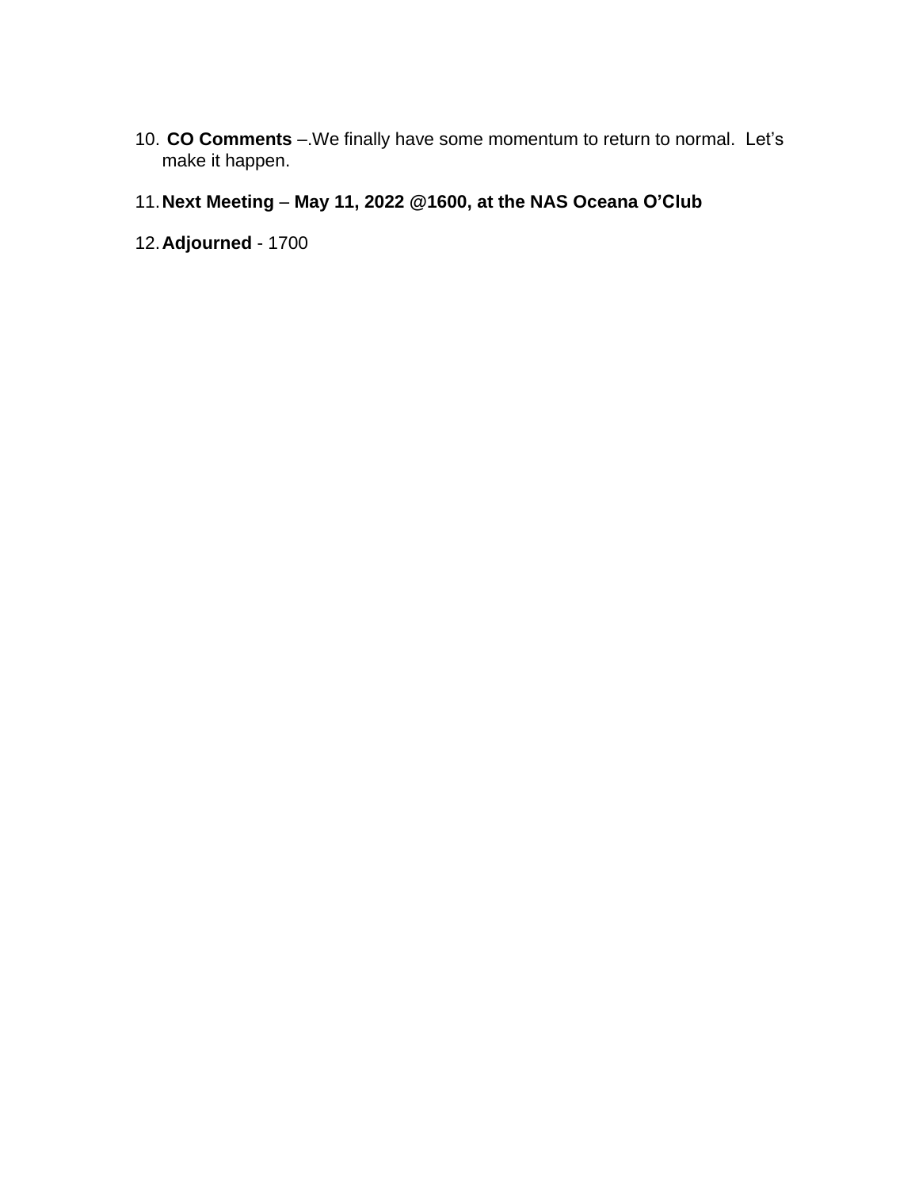10. **CO Comments** –.We finally have some momentum to return to normal.  Let's make it happen.

11. **Next Meeting** – **May 11, 2022 @1600, at the NAS Oceana O'Club**

12. **Adjourned** - 1700